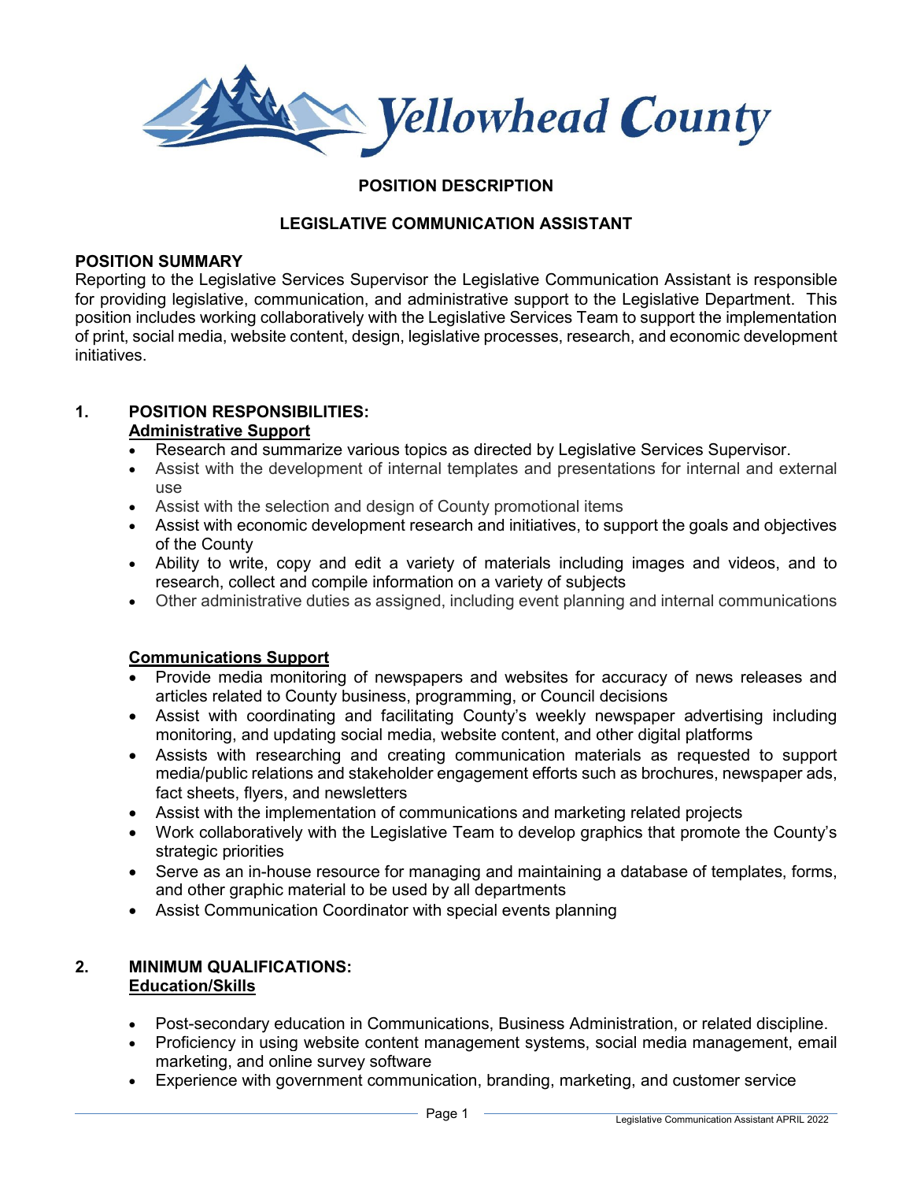Yellowhead County

# POSITION DESCRIPTION

## LEGISLATIVE COMMUNICATION ASSISTANT

### POSITION SUMMARY

Reporting to the Legislative Services Supervisor the Legislative Communication Assistant is responsible for providing legislative, communication, and administrative support to the Legislative Department. This position includes working collaboratively with the Legislative Services Team to support the implementation of print, social media, website content, design, legislative processes, research, and economic development initiatives.

### 1. POSITION RESPONSIBILITIES:

**Administrative Support**

- Research and summarize various topics as directed by Legislative Services Supervisor.
- Assist with the development of internal templates and presentations for internal and external use
- Assist with the selection and design of County promotional items
- Assist with economic development research and initiatives, to support the goals and objectives of the County
- Ability to write, copy and edit a variety of materials including images and videos, and to research, collect and compile information on a variety of subjects
- Other administrative duties as assigned, including event planning and internal communications

**Communications Support**

- Provide media monitoring of newspapers and websites for accuracy of news releases and articles related to County business, programming, or Council decisions
- Assist with coordinating and facilitating County's weekly newspaper advertising including monitoring, and updating social media, website content, and other digital platforms
- Assists with researching and creating communication materials as requested to support media/public relations and stakeholder engagement efforts such as brochures, newspaper ads, fact sheets, flyers, and newsletters
- Assist with the implementation of communications and marketing related projects
- Work collaboratively with the Legislative Team to develop graphics that promote the County's strategic priorities
- Serve as an in-house resource for managing and maintaining a database of templates, forms, and other graphic material to be used by all departments
- Assist Communication Coordinator with special events planning

### 2. MINIMUM QUALIFICATIONS:

**Education/Skills**

- Post-secondary education in Communications, Business Administration, or related discipline.
- Proficiency in using website content management systems, social media management, email marketing, and online survey software
- Experience with government communication, branding, marketing, and customer service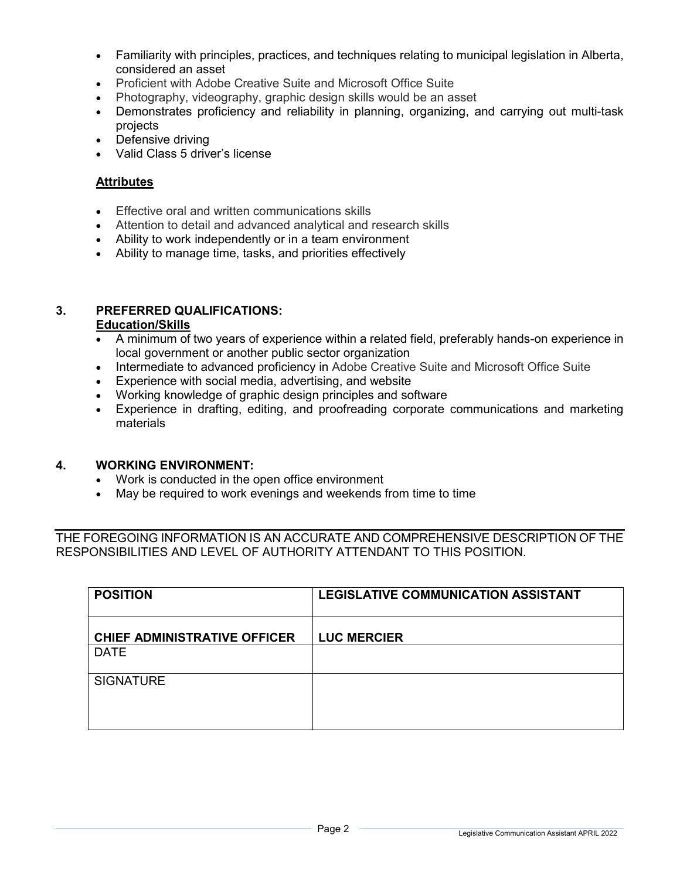- Familiarity with principles, practices, and techniques relating to municipal legislation in Alberta, considered an asset
- Proficient with Adobe Creative Suite and Microsoft Office Suite
- Photography, videography, graphic design skills would be an asset
- Demonstrates proficiency and reliability in planning, organizing, and carrying out multi-task projects
- Defensive driving
- Valid Class 5 driver's license

**Attributes**

- Effective oral and written communications skills
- Attention to detail and advanced analytical and research skills
- Ability to work independently or in a team environment
- Ability to manage time, tasks, and priorities effectively

## 3. PREFERRED QUALIFICATIONS:

**Education/Skills**

- A minimum of two years of experience within a related field, preferably hands-on experience in local government or another public sector organization
- Intermediate to advanced proficiency in Adobe Creative Suite and Microsoft Office Suite
- Experience with social media, advertising, and website
- Working knowledge of graphic design principles and software
- Experience in drafting, editing, and proofreading corporate communications and marketing materials

## 4. WORKING ENVIRONMENT:

- Work is conducted in the open office environment
- May be required to work evenings and weekends from time to time

---

THE FOREGOING INFORMATION IS AN ACCURATE AND COMPREHENSIVE DESCRIPTION OF THE RESPONSIBILITIES AND LEVEL OF AUTHORITY ATTENDANT TO THIS POSITION.

| **POSITION** | **LEGISLATIVE COMMUNICATION ASSISTANT** |
|---|---|
| **CHIEF ADMINISTRATIVE OFFICER** | **LUC MERCIER** |
| DATE | |
| SIGNATURE | |